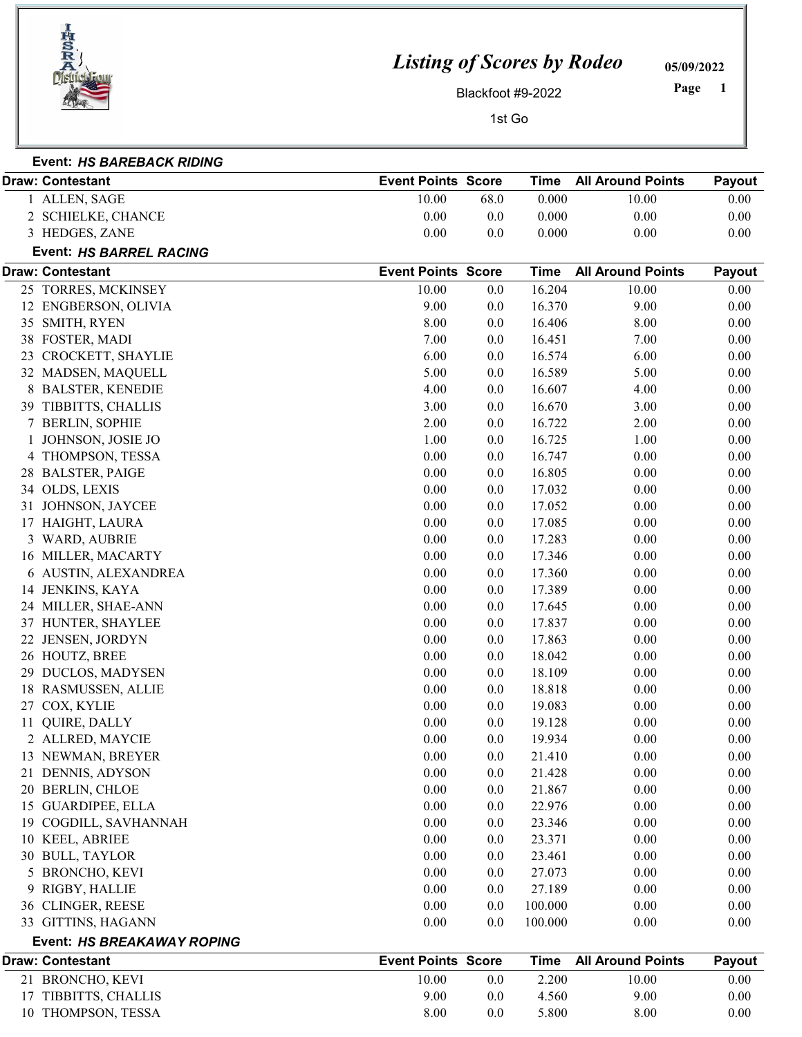# *Listing of Scores by Rodeo*

Blackfoot #9-2022

1st Go

05/09/2022

### Event: *HS BAREBACK RIDING*

| Draw: Contestant | Event Points | Score | Time | All Around Points | Payout |
|---|---|---|---|---|---|
| 1 ALLEN, SAGE | 10.00 | 68.0 | 0.000 | 10.00 | 0.00 |
| 2 SCHIELKE, CHANCE | 0.00 | 0.0 | 0.000 | 0.00 | 0.00 |
| 3 HEDGES, ZANE | 0.00 | 0.0 | 0.000 | 0.00 | 0.00 |

### Event: *HS BARREL RACING*

| Draw: Contestant | Event Points | Score | Time | All Around Points | Payout |
|---|---|---|---|---|---|
| 25 TORRES, MCKINSEY | 10.00 | 0.0 | 16.204 | 10.00 | 0.00 |
| 12 ENGBERSON, OLIVIA | 9.00 | 0.0 | 16.370 | 9.00 | 0.00 |
| 35 SMITH, RYEN | 8.00 | 0.0 | 16.406 | 8.00 | 0.00 |
| 38 FOSTER, MADI | 7.00 | 0.0 | 16.451 | 7.00 | 0.00 |
| 23 CROCKETT, SHAYLIE | 6.00 | 0.0 | 16.574 | 6.00 | 0.00 |
| 32 MADSEN, MAQUELL | 5.00 | 0.0 | 16.589 | 5.00 | 0.00 |
| 8 BALSTER, KENEDIE | 4.00 | 0.0 | 16.607 | 4.00 | 0.00 |
| 39 TIBBITTS, CHALLIS | 3.00 | 0.0 | 16.670 | 3.00 | 0.00 |
| 7 BERLIN, SOPHIE | 2.00 | 0.0 | 16.722 | 2.00 | 0.00 |
| 1 JOHNSON, JOSIE JO | 1.00 | 0.0 | 16.725 | 1.00 | 0.00 |
| 4 THOMPSON, TESSA | 0.00 | 0.0 | 16.747 | 0.00 | 0.00 |
| 28 BALSTER, PAIGE | 0.00 | 0.0 | 16.805 | 0.00 | 0.00 |
| 34 OLDS, LEXIS | 0.00 | 0.0 | 17.032 | 0.00 | 0.00 |
| 31 JOHNSON, JAYCEE | 0.00 | 0.0 | 17.052 | 0.00 | 0.00 |
| 17 HAIGHT, LAURA | 0.00 | 0.0 | 17.085 | 0.00 | 0.00 |
| 3 WARD, AUBRIE | 0.00 | 0.0 | 17.283 | 0.00 | 0.00 |
| 16 MILLER, MACARTY | 0.00 | 0.0 | 17.346 | 0.00 | 0.00 |
| 6 AUSTIN, ALEXANDREA | 0.00 | 0.0 | 17.360 | 0.00 | 0.00 |
| 14 JENKINS, KAYA | 0.00 | 0.0 | 17.389 | 0.00 | 0.00 |
| 24 MILLER, SHAE-ANN | 0.00 | 0.0 | 17.645 | 0.00 | 0.00 |
| 37 HUNTER, SHAYLEE | 0.00 | 0.0 | 17.837 | 0.00 | 0.00 |
| 22 JENSEN, JORDYN | 0.00 | 0.0 | 17.863 | 0.00 | 0.00 |
| 26 HOUTZ, BREE | 0.00 | 0.0 | 18.042 | 0.00 | 0.00 |
| 29 DUCLOS, MADYSEN | 0.00 | 0.0 | 18.109 | 0.00 | 0.00 |
| 18 RASMUSSEN, ALLIE | 0.00 | 0.0 | 18.818 | 0.00 | 0.00 |
| 27 COX, KYLIE | 0.00 | 0.0 | 19.083 | 0.00 | 0.00 |
| 11 QUIRE, DALLY | 0.00 | 0.0 | 19.128 | 0.00 | 0.00 |
| 2 ALLRED, MAYCIE | 0.00 | 0.0 | 19.934 | 0.00 | 0.00 |
| 13 NEWMAN, BREYER | 0.00 | 0.0 | 21.410 | 0.00 | 0.00 |
| 21 DENNIS, ADYSON | 0.00 | 0.0 | 21.428 | 0.00 | 0.00 |
| 20 BERLIN, CHLOE | 0.00 | 0.0 | 21.867 | 0.00 | 0.00 |
| 15 GUARDIPEE, ELLA | 0.00 | 0.0 | 22.976 | 0.00 | 0.00 |
| 19 COGDILL, SAVHANNAH | 0.00 | 0.0 | 23.346 | 0.00 | 0.00 |
| 10 KEEL, ABRIEE | 0.00 | 0.0 | 23.371 | 0.00 | 0.00 |
| 30 BULL, TAYLOR | 0.00 | 0.0 | 23.461 | 0.00 | 0.00 |
| 5 BRONCHO, KEVI | 0.00 | 0.0 | 27.073 | 0.00 | 0.00 |
| 9 RIGBY, HALLIE | 0.00 | 0.0 | 27.189 | 0.00 | 0.00 |
| 36 CLINGER, REESE | 0.00 | 0.0 | 100.000 | 0.00 | 0.00 |
| 33 GITTINS, HAGANN | 0.00 | 0.0 | 100.000 | 0.00 | 0.00 |

### Event: *HS BREAKAWAY ROPING*

| Draw: Contestant | Event Points | Score | Time | All Around Points | Payout |
|---|---|---|---|---|---|
| 21 BRONCHO, KEVI | 10.00 | 0.0 | 2.200 | 10.00 | 0.00 |
| 17 TIBBITTS, CHALLIS | 9.00 | 0.0 | 4.560 | 9.00 | 0.00 |
| 10 THOMPSON, TESSA | 8.00 | 0.0 | 5.800 | 8.00 | 0.00 |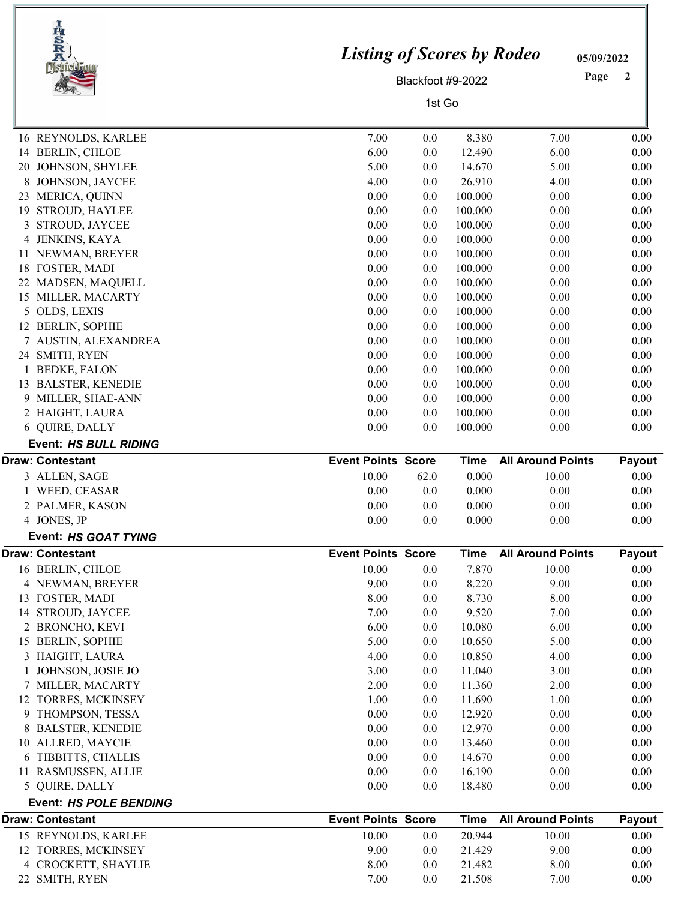| Draw: Contestant | Event Points | Score | Time | All Around Points | Payout |
|---|---|---|---|---|---|
| 16 REYNOLDS, KARLEE | 7.00 | 0.0 | 8.380 | 7.00 | 0.00 |
| 14 BERLIN, CHLOE | 6.00 | 0.0 | 12.490 | 6.00 | 0.00 |
| 20 JOHNSON, SHYLEE | 5.00 | 0.0 | 14.670 | 5.00 | 0.00 |
| 8 JOHNSON, JAYCEE | 4.00 | 0.0 | 26.910 | 4.00 | 0.00 |
| 23 MERICA, QUINN | 0.00 | 0.0 | 100.000 | 0.00 | 0.00 |
| 19 STROUD, HAYLEE | 0.00 | 0.0 | 100.000 | 0.00 | 0.00 |
| 3 STROUD, JAYCEE | 0.00 | 0.0 | 100.000 | 0.00 | 0.00 |
| 4 JENKINS, KAYA | 0.00 | 0.0 | 100.000 | 0.00 | 0.00 |
| 11 NEWMAN, BREYER | 0.00 | 0.0 | 100.000 | 0.00 | 0.00 |
| 18 FOSTER, MADI | 0.00 | 0.0 | 100.000 | 0.00 | 0.00 |
| 22 MADSEN, MAQUELL | 0.00 | 0.0 | 100.000 | 0.00 | 0.00 |
| 15 MILLER, MACARTY | 0.00 | 0.0 | 100.000 | 0.00 | 0.00 |
| 5 OLDS, LEXIS | 0.00 | 0.0 | 100.000 | 0.00 | 0.00 |
| 12 BERLIN, SOPHIE | 0.00 | 0.0 | 100.000 | 0.00 | 0.00 |
| 7 AUSTIN, ALEXANDREA | 0.00 | 0.0 | 100.000 | 0.00 | 0.00 |
| 24 SMITH, RYEN | 0.00 | 0.0 | 100.000 | 0.00 | 0.00 |
| 1 BEDKE, FALON | 0.00 | 0.0 | 100.000 | 0.00 | 0.00 |
| 13 BALSTER, KENEDIE | 0.00 | 0.0 | 100.000 | 0.00 | 0.00 |
| 9 MILLER, SHAE-ANN | 0.00 | 0.0 | 100.000 | 0.00 | 0.00 |
| 2 HAIGHT, LAURA | 0.00 | 0.0 | 100.000 | 0.00 | 0.00 |
| 6 QUIRE, DALLY | 0.00 | 0.0 | 100.000 | 0.00 | 0.00 |

**Event: *HS BULL RIDING***

| Draw: Contestant | Event Points | Score | Time | All Around Points | Payout |
|---|---|---|---|---|---|
| 3 ALLEN, SAGE | 10.00 | 62.0 | 0.000 | 10.00 | 0.00 |
| 1 WEED, CEASAR | 0.00 | 0.0 | 0.000 | 0.00 | 0.00 |
| 2 PALMER, KASON | 0.00 | 0.0 | 0.000 | 0.00 | 0.00 |
| 4 JONES, JP | 0.00 | 0.0 | 0.000 | 0.00 | 0.00 |

**Event: *HS GOAT TYING***

| Draw: Contestant | Event Points | Score | Time | All Around Points | Payout |
|---|---|---|---|---|---|
| 16 BERLIN, CHLOE | 10.00 | 0.0 | 7.870 | 10.00 | 0.00 |
| 4 NEWMAN, BREYER | 9.00 | 0.0 | 8.220 | 9.00 | 0.00 |
| 13 FOSTER, MADI | 8.00 | 0.0 | 8.730 | 8.00 | 0.00 |
| 14 STROUD, JAYCEE | 7.00 | 0.0 | 9.520 | 7.00 | 0.00 |
| 2 BRONCHO, KEVI | 6.00 | 0.0 | 10.080 | 6.00 | 0.00 |
| 15 BERLIN, SOPHIE | 5.00 | 0.0 | 10.650 | 5.00 | 0.00 |
| 3 HAIGHT, LAURA | 4.00 | 0.0 | 10.850 | 4.00 | 0.00 |
| 1 JOHNSON, JOSIE JO | 3.00 | 0.0 | 11.040 | 3.00 | 0.00 |
| 7 MILLER, MACARTY | 2.00 | 0.0 | 11.360 | 2.00 | 0.00 |
| 12 TORRES, MCKINSEY | 1.00 | 0.0 | 11.690 | 1.00 | 0.00 |
| 9 THOMPSON, TESSA | 0.00 | 0.0 | 12.920 | 0.00 | 0.00 |
| 8 BALSTER, KENEDIE | 0.00 | 0.0 | 12.970 | 0.00 | 0.00 |
| 10 ALLRED, MAYCIE | 0.00 | 0.0 | 13.460 | 0.00 | 0.00 |
| 6 TIBBITTS, CHALLIS | 0.00 | 0.0 | 14.670 | 0.00 | 0.00 |
| 11 RASMUSSEN, ALLIE | 0.00 | 0.0 | 16.190 | 0.00 | 0.00 |
| 5 QUIRE, DALLY | 0.00 | 0.0 | 18.480 | 0.00 | 0.00 |

**Event: *HS POLE BENDING***

| Draw: Contestant | Event Points | Score | Time | All Around Points | Payout |
|---|---|---|---|---|---|
| 15 REYNOLDS, KARLEE | 10.00 | 0.0 | 20.944 | 10.00 | 0.00 |
| 12 TORRES, MCKINSEY | 9.00 | 0.0 | 21.429 | 9.00 | 0.00 |
| 4 CROCKETT, SHAYLIE | 8.00 | 0.0 | 21.482 | 8.00 | 0.00 |
| 22 SMITH, RYEN | 7.00 | 0.0 | 21.508 | 7.00 | 0.00 |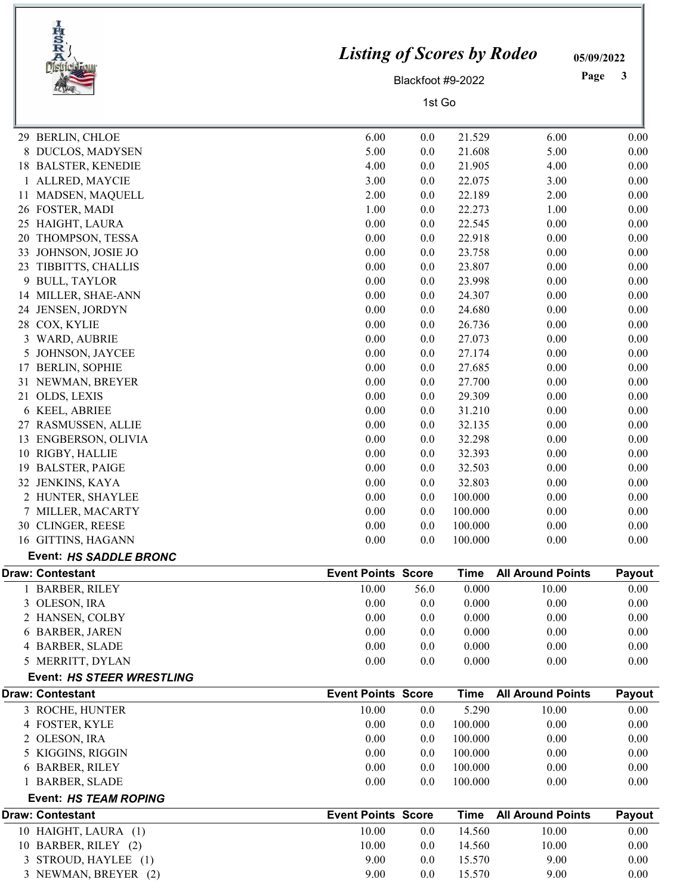# Listing of Scores by Rodeo

Blackfoot #9-2022

1st Go

05/09/2022

| Draw: Contestant | Event Points | Score | Time | All Around Points | Payout |
|---|---|---|---|---|---|
| 29 BERLIN, CHLOE | 6.00 | 0.0 | 21.529 | 6.00 | 0.00 |
| 8 DUCLOS, MADYSEN | 5.00 | 0.0 | 21.608 | 5.00 | 0.00 |
| 18 BALSTER, KENEDIE | 4.00 | 0.0 | 21.905 | 4.00 | 0.00 |
| 1 ALLRED, MAYCIE | 3.00 | 0.0 | 22.075 | 3.00 | 0.00 |
| 11 MADSEN, MAQUELL | 2.00 | 0.0 | 22.189 | 2.00 | 0.00 |
| 26 FOSTER, MADI | 1.00 | 0.0 | 22.273 | 1.00 | 0.00 |
| 25 HAIGHT, LAURA | 0.00 | 0.0 | 22.545 | 0.00 | 0.00 |
| 20 THOMPSON, TESSA | 0.00 | 0.0 | 22.918 | 0.00 | 0.00 |
| 33 JOHNSON, JOSIE JO | 0.00 | 0.0 | 23.758 | 0.00 | 0.00 |
| 23 TIBBITTS, CHALLIS | 0.00 | 0.0 | 23.807 | 0.00 | 0.00 |
| 9 BULL, TAYLOR | 0.00 | 0.0 | 23.998 | 0.00 | 0.00 |
| 14 MILLER, SHAE-ANN | 0.00 | 0.0 | 24.307 | 0.00 | 0.00 |
| 24 JENSEN, JORDYN | 0.00 | 0.0 | 24.680 | 0.00 | 0.00 |
| 28 COX, KYLIE | 0.00 | 0.0 | 26.736 | 0.00 | 0.00 |
| 3 WARD, AUBRIE | 0.00 | 0.0 | 27.073 | 0.00 | 0.00 |
| 5 JOHNSON, JAYCEE | 0.00 | 0.0 | 27.174 | 0.00 | 0.00 |
| 17 BERLIN, SOPHIE | 0.00 | 0.0 | 27.685 | 0.00 | 0.00 |
| 31 NEWMAN, BREYER | 0.00 | 0.0 | 27.700 | 0.00 | 0.00 |
| 21 OLDS, LEXIS | 0.00 | 0.0 | 29.309 | 0.00 | 0.00 |
| 6 KEEL, ABRIEE | 0.00 | 0.0 | 31.210 | 0.00 | 0.00 |
| 27 RASMUSSEN, ALLIE | 0.00 | 0.0 | 32.135 | 0.00 | 0.00 |
| 13 ENGBERSON, OLIVIA | 0.00 | 0.0 | 32.298 | 0.00 | 0.00 |
| 10 RIGBY, HALLIE | 0.00 | 0.0 | 32.393 | 0.00 | 0.00 |
| 19 BALSTER, PAIGE | 0.00 | 0.0 | 32.503 | 0.00 | 0.00 |
| 32 JENKINS, KAYA | 0.00 | 0.0 | 32.803 | 0.00 | 0.00 |
| 2 HUNTER, SHAYLEE | 0.00 | 0.0 | 100.000 | 0.00 | 0.00 |
| 7 MILLER, MACARTY | 0.00 | 0.0 | 100.000 | 0.00 | 0.00 |
| 30 CLINGER, REESE | 0.00 | 0.0 | 100.000 | 0.00 | 0.00 |
| 16 GITTINS, HAGANN | 0.00 | 0.0 | 100.000 | 0.00 | 0.00 |

**Event: *HS SADDLE BRONC***

| Draw: Contestant | Event Points | Score | Time | All Around Points | Payout |
|---|---|---|---|---|---|
| 1 BARBER, RILEY | 10.00 | 56.0 | 0.000 | 10.00 | 0.00 |
| 3 OLESON, IRA | 0.00 | 0.0 | 0.000 | 0.00 | 0.00 |
| 2 HANSEN, COLBY | 0.00 | 0.0 | 0.000 | 0.00 | 0.00 |
| 6 BARBER, JAREN | 0.00 | 0.0 | 0.000 | 0.00 | 0.00 |
| 4 BARBER, SLADE | 0.00 | 0.0 | 0.000 | 0.00 | 0.00 |
| 5 MERRITT, DYLAN | 0.00 | 0.0 | 0.000 | 0.00 | 0.00 |

**Event: *HS STEER WRESTLING***

| Draw: Contestant | Event Points | Score | Time | All Around Points | Payout |
|---|---|---|---|---|---|
| 3 ROCHE, HUNTER | 10.00 | 0.0 | 5.290 | 10.00 | 0.00 |
| 4 FOSTER, KYLE | 0.00 | 0.0 | 100.000 | 0.00 | 0.00 |
| 2 OLESON, IRA | 0.00 | 0.0 | 100.000 | 0.00 | 0.00 |
| 5 KIGGINS, RIGGIN | 0.00 | 0.0 | 100.000 | 0.00 | 0.00 |
| 6 BARBER, RILEY | 0.00 | 0.0 | 100.000 | 0.00 | 0.00 |
| 1 BARBER, SLADE | 0.00 | 0.0 | 100.000 | 0.00 | 0.00 |

**Event: *HS TEAM ROPING***

| Draw: Contestant | Event Points | Score | Time | All Around Points | Payout |
|---|---|---|---|---|---|
| 10 HAIGHT, LAURA (1) | 10.00 | 0.0 | 14.560 | 10.00 | 0.00 |
| 10 BARBER, RILEY (2) | 10.00 | 0.0 | 14.560 | 10.00 | 0.00 |
| 3 STROUD, HAYLEE (1) | 9.00 | 0.0 | 15.570 | 9.00 | 0.00 |
| 3 NEWMAN, BREYER (2) | 9.00 | 0.0 | 15.570 | 9.00 | 0.00 |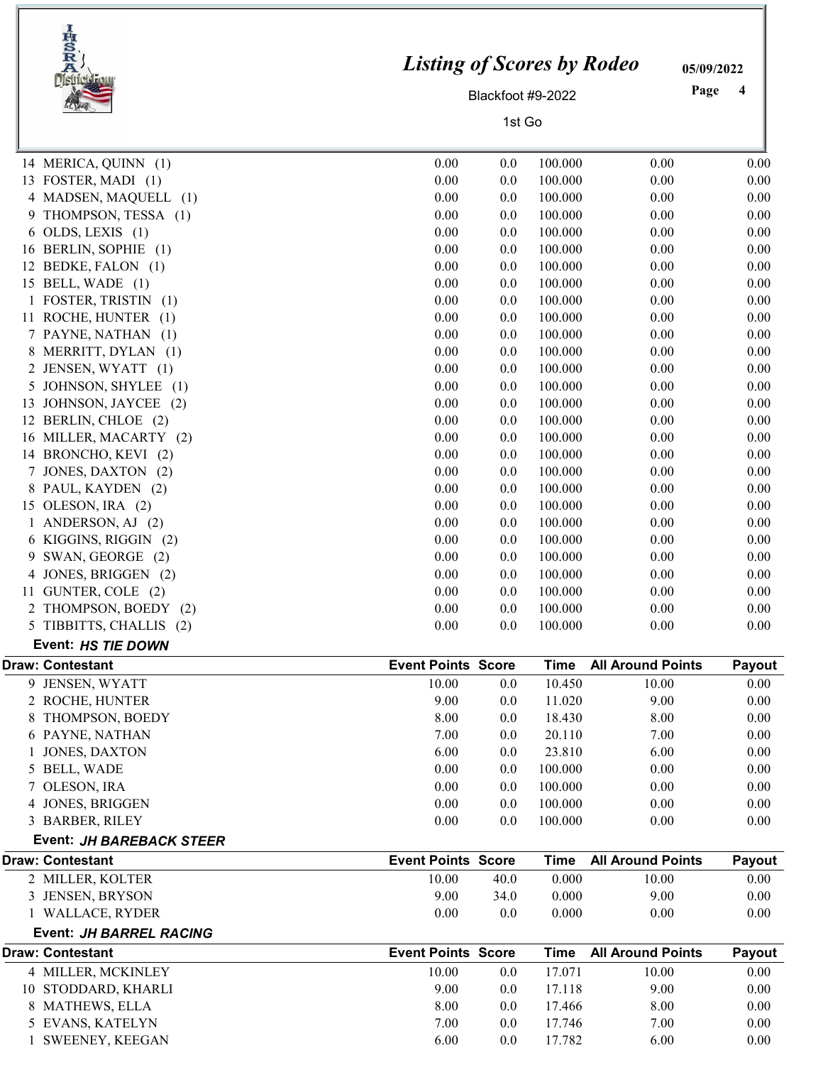| Draw: Contestant | Event Points | Score | Time | All Around Points | Payout |
|---|---|---|---|---|---|
| 14 MERICA, QUINN (1) | 0.00 | 0.0 | 100.000 | 0.00 | 0.00 |
| 13 FOSTER, MADI (1) | 0.00 | 0.0 | 100.000 | 0.00 | 0.00 |
| 4 MADSEN, MAQUELL (1) | 0.00 | 0.0 | 100.000 | 0.00 | 0.00 |
| 9 THOMPSON, TESSA (1) | 0.00 | 0.0 | 100.000 | 0.00 | 0.00 |
| 6 OLDS, LEXIS (1) | 0.00 | 0.0 | 100.000 | 0.00 | 0.00 |
| 16 BERLIN, SOPHIE (1) | 0.00 | 0.0 | 100.000 | 0.00 | 0.00 |
| 12 BEDKE, FALON (1) | 0.00 | 0.0 | 100.000 | 0.00 | 0.00 |
| 15 BELL, WADE (1) | 0.00 | 0.0 | 100.000 | 0.00 | 0.00 |
| 1 FOSTER, TRISTIN (1) | 0.00 | 0.0 | 100.000 | 0.00 | 0.00 |
| 11 ROCHE, HUNTER (1) | 0.00 | 0.0 | 100.000 | 0.00 | 0.00 |
| 7 PAYNE, NATHAN (1) | 0.00 | 0.0 | 100.000 | 0.00 | 0.00 |
| 8 MERRITT, DYLAN (1) | 0.00 | 0.0 | 100.000 | 0.00 | 0.00 |
| 2 JENSEN, WYATT (1) | 0.00 | 0.0 | 100.000 | 0.00 | 0.00 |
| 5 JOHNSON, SHYLEE (1) | 0.00 | 0.0 | 100.000 | 0.00 | 0.00 |
| 13 JOHNSON, JAYCEE (2) | 0.00 | 0.0 | 100.000 | 0.00 | 0.00 |
| 12 BERLIN, CHLOE (2) | 0.00 | 0.0 | 100.000 | 0.00 | 0.00 |
| 16 MILLER, MACARTY (2) | 0.00 | 0.0 | 100.000 | 0.00 | 0.00 |
| 14 BRONCHO, KEVI (2) | 0.00 | 0.0 | 100.000 | 0.00 | 0.00 |
| 7 JONES, DAXTON (2) | 0.00 | 0.0 | 100.000 | 0.00 | 0.00 |
| 8 PAUL, KAYDEN (2) | 0.00 | 0.0 | 100.000 | 0.00 | 0.00 |
| 15 OLESON, IRA (2) | 0.00 | 0.0 | 100.000 | 0.00 | 0.00 |
| 1 ANDERSON, AJ (2) | 0.00 | 0.0 | 100.000 | 0.00 | 0.00 |
| 6 KIGGINS, RIGGIN (2) | 0.00 | 0.0 | 100.000 | 0.00 | 0.00 |
| 9 SWAN, GEORGE (2) | 0.00 | 0.0 | 100.000 | 0.00 | 0.00 |
| 4 JONES, BRIGGEN (2) | 0.00 | 0.0 | 100.000 | 0.00 | 0.00 |
| 11 GUNTER, COLE (2) | 0.00 | 0.0 | 100.000 | 0.00 | 0.00 |
| 2 THOMPSON, BOEDY (2) | 0.00 | 0.0 | 100.000 | 0.00 | 0.00 |
| 5 TIBBITTS, CHALLIS (2) | 0.00 | 0.0 | 100.000 | 0.00 | 0.00 |

**Event: *HS TIE DOWN***

| Draw: Contestant | Event Points | Score | Time | All Around Points | Payout |
|---|---|---|---|---|---|
| 9 JENSEN, WYATT | 10.00 | 0.0 | 10.450 | 10.00 | 0.00 |
| 2 ROCHE, HUNTER | 9.00 | 0.0 | 11.020 | 9.00 | 0.00 |
| 8 THOMPSON, BOEDY | 8.00 | 0.0 | 18.430 | 8.00 | 0.00 |
| 6 PAYNE, NATHAN | 7.00 | 0.0 | 20.110 | 7.00 | 0.00 |
| 1 JONES, DAXTON | 6.00 | 0.0 | 23.810 | 6.00 | 0.00 |
| 5 BELL, WADE | 0.00 | 0.0 | 100.000 | 0.00 | 0.00 |
| 7 OLESON, IRA | 0.00 | 0.0 | 100.000 | 0.00 | 0.00 |
| 4 JONES, BRIGGEN | 0.00 | 0.0 | 100.000 | 0.00 | 0.00 |
| 3 BARBER, RILEY | 0.00 | 0.0 | 100.000 | 0.00 | 0.00 |

**Event: *JH BAREBACK STEER***

| Draw: Contestant | Event Points | Score | Time | All Around Points | Payout |
|---|---|---|---|---|---|
| 2 MILLER, KOLTER | 10.00 | 40.0 | 0.000 | 10.00 | 0.00 |
| 3 JENSEN, BRYSON | 9.00 | 34.0 | 0.000 | 9.00 | 0.00 |
| 1 WALLACE, RYDER | 0.00 | 0.0 | 0.000 | 0.00 | 0.00 |

**Event: *JH BARREL RACING***

| Draw: Contestant | Event Points | Score | Time | All Around Points | Payout |
|---|---|---|---|---|---|
| 4 MILLER, MCKINLEY | 10.00 | 0.0 | 17.071 | 10.00 | 0.00 |
| 10 STODDARD, KHARLI | 9.00 | 0.0 | 17.118 | 9.00 | 0.00 |
| 8 MATHEWS, ELLA | 8.00 | 0.0 | 17.466 | 8.00 | 0.00 |
| 5 EVANS, KATELYN | 7.00 | 0.0 | 17.746 | 7.00 | 0.00 |
| 1 SWEENEY, KEEGAN | 6.00 | 0.0 | 17.782 | 6.00 | 0.00 |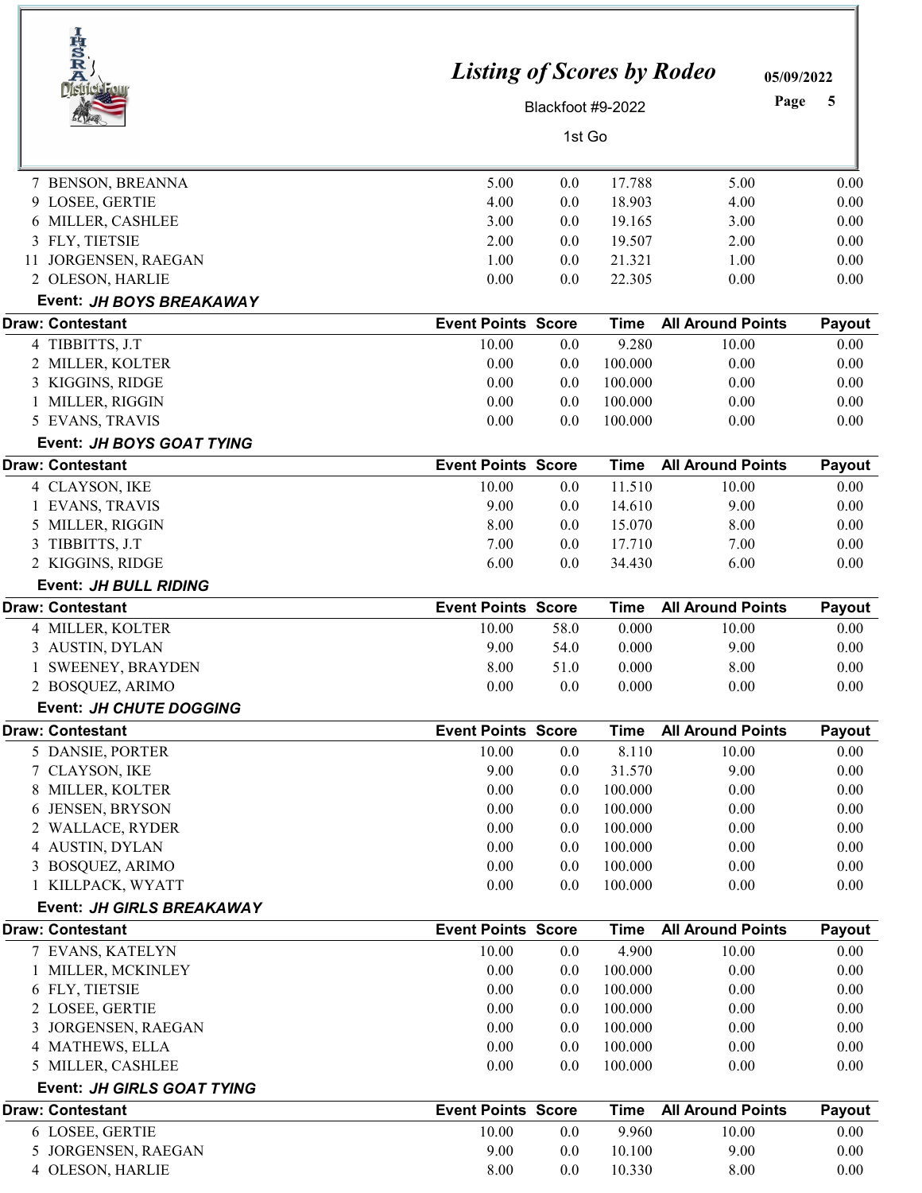| Draw: Contestant | Event Points | Score | Time | All Around Points | Payout |
|---|---|---|---|---|---|
| 7 BENSON, BREANNA | 5.00 | 0.0 | 17.788 | 5.00 | 0.00 |
| 9 LOSEE, GERTIE | 4.00 | 0.0 | 18.903 | 4.00 | 0.00 |
| 6 MILLER, CASHLEE | 3.00 | 0.0 | 19.165 | 3.00 | 0.00 |
| 3 FLY, TIETSIE | 2.00 | 0.0 | 19.507 | 2.00 | 0.00 |
| 11 JORGENSEN, RAEGAN | 1.00 | 0.0 | 21.321 | 1.00 | 0.00 |
| 2 OLESON, HARLIE | 0.00 | 0.0 | 22.305 | 0.00 | 0.00 |

**Event:** ***JH BOYS BREAKAWAY***

| Draw: Contestant | Event Points | Score | Time | All Around Points | Payout |
|---|---|---|---|---|---|
| 4 TIBBITTS, J.T | 10.00 | 0.0 | 9.280 | 10.00 | 0.00 |
| 2 MILLER, KOLTER | 0.00 | 0.0 | 100.000 | 0.00 | 0.00 |
| 3 KIGGINS, RIDGE | 0.00 | 0.0 | 100.000 | 0.00 | 0.00 |
| 1 MILLER, RIGGIN | 0.00 | 0.0 | 100.000 | 0.00 | 0.00 |
| 5 EVANS, TRAVIS | 0.00 | 0.0 | 100.000 | 0.00 | 0.00 |

**Event:** ***JH BOYS GOAT TYING***

| Draw: Contestant | Event Points | Score | Time | All Around Points | Payout |
|---|---|---|---|---|---|
| 4 CLAYSON, IKE | 10.00 | 0.0 | 11.510 | 10.00 | 0.00 |
| 1 EVANS, TRAVIS | 9.00 | 0.0 | 14.610 | 9.00 | 0.00 |
| 5 MILLER, RIGGIN | 8.00 | 0.0 | 15.070 | 8.00 | 0.00 |
| 3 TIBBITTS, J.T | 7.00 | 0.0 | 17.710 | 7.00 | 0.00 |
| 2 KIGGINS, RIDGE | 6.00 | 0.0 | 34.430 | 6.00 | 0.00 |

**Event:** ***JH BULL RIDING***

| Draw: Contestant | Event Points | Score | Time | All Around Points | Payout |
|---|---|---|---|---|---|
| 4 MILLER, KOLTER | 10.00 | 58.0 | 0.000 | 10.00 | 0.00 |
| 3 AUSTIN, DYLAN | 9.00 | 54.0 | 0.000 | 9.00 | 0.00 |
| 1 SWEENEY, BRAYDEN | 8.00 | 51.0 | 0.000 | 8.00 | 0.00 |
| 2 BOSQUEZ, ARIMO | 0.00 | 0.0 | 0.000 | 0.00 | 0.00 |

**Event:** ***JH CHUTE DOGGING***

| Draw: Contestant | Event Points | Score | Time | All Around Points | Payout |
|---|---|---|---|---|---|
| 5 DANSIE, PORTER | 10.00 | 0.0 | 8.110 | 10.00 | 0.00 |
| 7 CLAYSON, IKE | 9.00 | 0.0 | 31.570 | 9.00 | 0.00 |
| 8 MILLER, KOLTER | 0.00 | 0.0 | 100.000 | 0.00 | 0.00 |
| 6 JENSEN, BRYSON | 0.00 | 0.0 | 100.000 | 0.00 | 0.00 |
| 2 WALLACE, RYDER | 0.00 | 0.0 | 100.000 | 0.00 | 0.00 |
| 4 AUSTIN, DYLAN | 0.00 | 0.0 | 100.000 | 0.00 | 0.00 |
| 3 BOSQUEZ, ARIMO | 0.00 | 0.0 | 100.000 | 0.00 | 0.00 |
| 1 KILLPACK, WYATT | 0.00 | 0.0 | 100.000 | 0.00 | 0.00 |

**Event:** ***JH GIRLS BREAKAWAY***

| Draw: Contestant | Event Points | Score | Time | All Around Points | Payout |
|---|---|---|---|---|---|
| 7 EVANS, KATELYN | 10.00 | 0.0 | 4.900 | 10.00 | 0.00 |
| 1 MILLER, MCKINLEY | 0.00 | 0.0 | 100.000 | 0.00 | 0.00 |
| 6 FLY, TIETSIE | 0.00 | 0.0 | 100.000 | 0.00 | 0.00 |
| 2 LOSEE, GERTIE | 0.00 | 0.0 | 100.000 | 0.00 | 0.00 |
| 3 JORGENSEN, RAEGAN | 0.00 | 0.0 | 100.000 | 0.00 | 0.00 |
| 4 MATHEWS, ELLA | 0.00 | 0.0 | 100.000 | 0.00 | 0.00 |
| 5 MILLER, CASHLEE | 0.00 | 0.0 | 100.000 | 0.00 | 0.00 |

**Event:** ***JH GIRLS GOAT TYING***

| Draw: Contestant | Event Points | Score | Time | All Around Points | Payout |
|---|---|---|---|---|---|
| 6 LOSEE, GERTIE | 10.00 | 0.0 | 9.960 | 10.00 | 0.00 |
| 5 JORGENSEN, RAEGAN | 9.00 | 0.0 | 10.100 | 9.00 | 0.00 |
| 4 OLESON, HARLIE | 8.00 | 0.0 | 10.330 | 8.00 | 0.00 |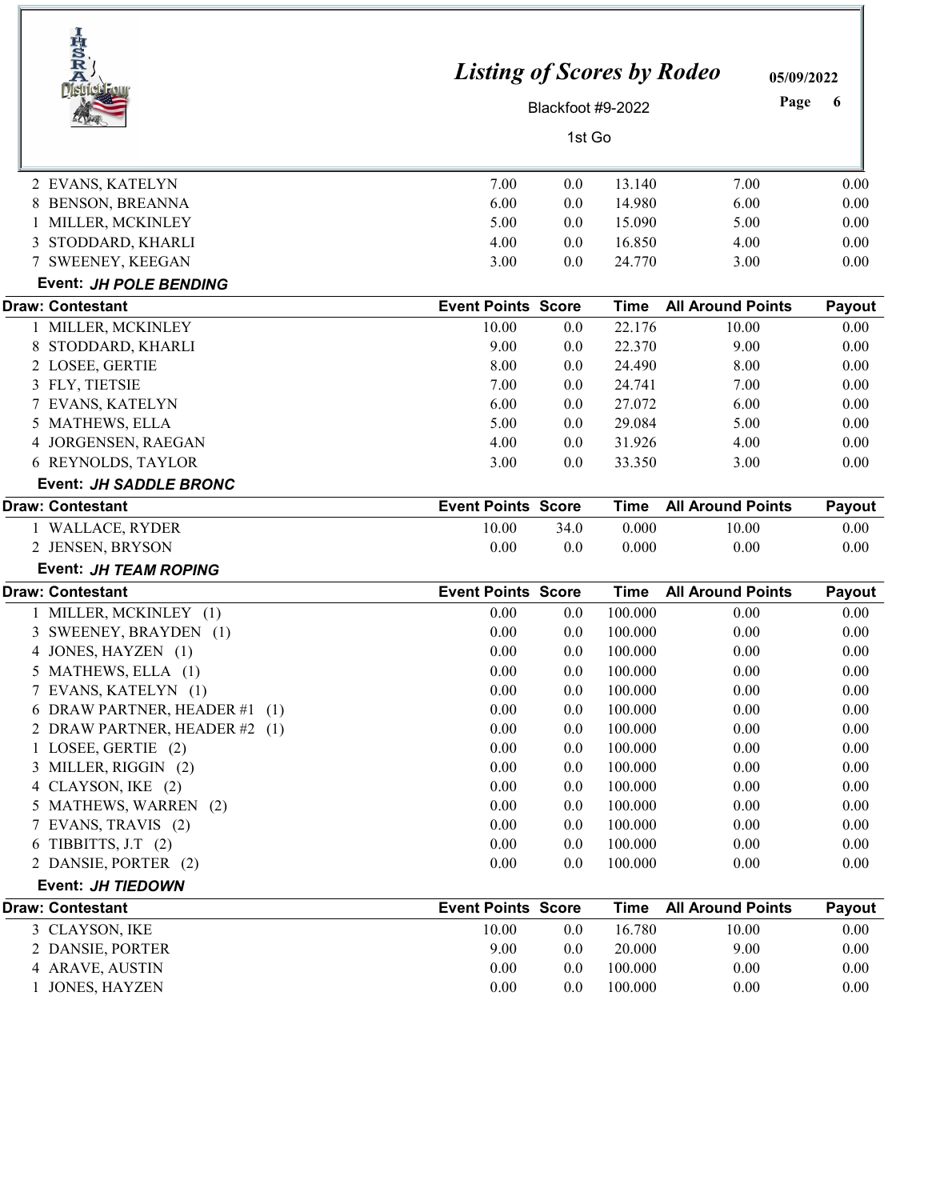| Draw: Contestant | Event Points | Score | Time | All Around Points | Payout |
|---|---|---|---|---|---|
| 2 EVANS, KATELYN | 7.00 | 0.0 | 13.140 | 7.00 | 0.00 |
| 8 BENSON, BREANNA | 6.00 | 0.0 | 14.980 | 6.00 | 0.00 |
| 1 MILLER, MCKINLEY | 5.00 | 0.0 | 15.090 | 5.00 | 0.00 |
| 3 STODDARD, KHARLI | 4.00 | 0.0 | 16.850 | 4.00 | 0.00 |
| 7 SWEENEY, KEEGAN | 3.00 | 0.0 | 24.770 | 3.00 | 0.00 |

**Event: *JH POLE BENDING***

| Draw: Contestant | Event Points | Score | Time | All Around Points | Payout |
|---|---|---|---|---|---|
| 1 MILLER, MCKINLEY | 10.00 | 0.0 | 22.176 | 10.00 | 0.00 |
| 8 STODDARD, KHARLI | 9.00 | 0.0 | 22.370 | 9.00 | 0.00 |
| 2 LOSEE, GERTIE | 8.00 | 0.0 | 24.490 | 8.00 | 0.00 |
| 3 FLY, TIETSIE | 7.00 | 0.0 | 24.741 | 7.00 | 0.00 |
| 7 EVANS, KATELYN | 6.00 | 0.0 | 27.072 | 6.00 | 0.00 |
| 5 MATHEWS, ELLA | 5.00 | 0.0 | 29.084 | 5.00 | 0.00 |
| 4 JORGENSEN, RAEGAN | 4.00 | 0.0 | 31.926 | 4.00 | 0.00 |
| 6 REYNOLDS, TAYLOR | 3.00 | 0.0 | 33.350 | 3.00 | 0.00 |

**Event: *JH SADDLE BRONC***

| Draw: Contestant | Event Points | Score | Time | All Around Points | Payout |
|---|---|---|---|---|---|
| 1 WALLACE, RYDER | 10.00 | 34.0 | 0.000 | 10.00 | 0.00 |
| 2 JENSEN, BRYSON | 0.00 | 0.0 | 0.000 | 0.00 | 0.00 |

**Event: *JH TEAM ROPING***

| Draw: Contestant | Event Points | Score | Time | All Around Points | Payout |
|---|---|---|---|---|---|
| 1 MILLER, MCKINLEY (1) | 0.00 | 0.0 | 100.000 | 0.00 | 0.00 |
| 3 SWEENEY, BRAYDEN (1) | 0.00 | 0.0 | 100.000 | 0.00 | 0.00 |
| 4 JONES, HAYZEN (1) | 0.00 | 0.0 | 100.000 | 0.00 | 0.00 |
| 5 MATHEWS, ELLA (1) | 0.00 | 0.0 | 100.000 | 0.00 | 0.00 |
| 7 EVANS, KATELYN (1) | 0.00 | 0.0 | 100.000 | 0.00 | 0.00 |
| 6 DRAW PARTNER, HEADER #1 (1) | 0.00 | 0.0 | 100.000 | 0.00 | 0.00 |
| 2 DRAW PARTNER, HEADER #2 (1) | 0.00 | 0.0 | 100.000 | 0.00 | 0.00 |
| 1 LOSEE, GERTIE (2) | 0.00 | 0.0 | 100.000 | 0.00 | 0.00 |
| 3 MILLER, RIGGIN (2) | 0.00 | 0.0 | 100.000 | 0.00 | 0.00 |
| 4 CLAYSON, IKE (2) | 0.00 | 0.0 | 100.000 | 0.00 | 0.00 |
| 5 MATHEWS, WARREN (2) | 0.00 | 0.0 | 100.000 | 0.00 | 0.00 |
| 7 EVANS, TRAVIS (2) | 0.00 | 0.0 | 100.000 | 0.00 | 0.00 |
| 6 TIBBITTS, J.T (2) | 0.00 | 0.0 | 100.000 | 0.00 | 0.00 |
| 2 DANSIE, PORTER (2) | 0.00 | 0.0 | 100.000 | 0.00 | 0.00 |

**Event: *JH TIEDOWN***

| Draw: Contestant | Event Points | Score | Time | All Around Points | Payout |
|---|---|---|---|---|---|
| 3 CLAYSON, IKE | 10.00 | 0.0 | 16.780 | 10.00 | 0.00 |
| 2 DANSIE, PORTER | 9.00 | 0.0 | 20.000 | 9.00 | 0.00 |
| 4 ARAVE, AUSTIN | 0.00 | 0.0 | 100.000 | 0.00 | 0.00 |
| 1 JONES, HAYZEN | 0.00 | 0.0 | 100.000 | 0.00 | 0.00 |